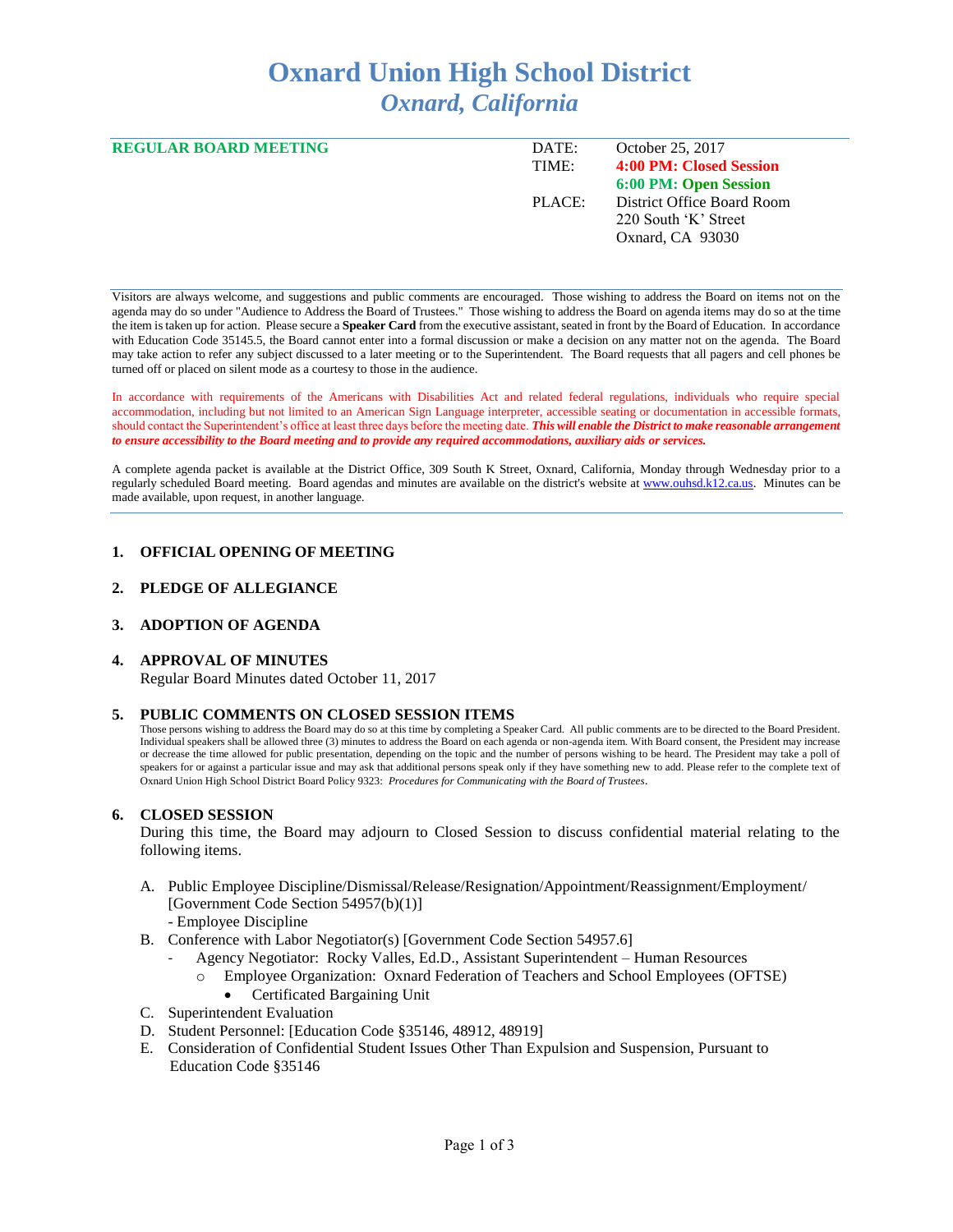# Oxnard Union High School District
## *Oxnard, California*

**REGULAR BOARD MEETING**

| | |
|---|---|
| DATE: | October 25, 2017 |
| TIME: | **4:00 PM: Closed Session** |
| | **6:00 PM: Open Session** |
| PLACE: | District Office Board Room |
| | 220 South 'K' Street |
| | Oxnard, CA 93030 |

Visitors are always welcome, and suggestions and public comments are encouraged. Those wishing to address the Board on items not on the agenda may do so under "Audience to Address the Board of Trustees." Those wishing to address the Board on agenda items may do so at the time the item is taken up for action. Please secure a **Speaker Card** from the executive assistant, seated in front by the Board of Education. In accordance with Education Code 35145.5, the Board cannot enter into a formal discussion or make a decision on any matter not on the agenda. The Board may take action to refer any subject discussed to a later meeting or to the Superintendent. The Board requests that all pagers and cell phones be turned off or placed on silent mode as a courtesy to those in the audience.

In accordance with requirements of the Americans with Disabilities Act and related federal regulations, individuals who require special accommodation, including but not limited to an American Sign Language interpreter, accessible seating or documentation in accessible formats, should contact the Superintendent's office at least three days before the meeting date. ***This will enable the District to make reasonable arrangement to ensure accessibility to the Board meeting and to provide any required accommodations, auxiliary aids or services.***

A complete agenda packet is available at the District Office, 309 South K Street, Oxnard, California, Monday through Wednesday prior to a regularly scheduled Board meeting. Board agendas and minutes are available on the district's website at www.ouhsd.k12.ca.us. Minutes can be made available, upon request, in another language.

### 1. OFFICIAL OPENING OF MEETING

### 2. PLEDGE OF ALLEGIANCE

### 3. ADOPTION OF AGENDA

### 4. APPROVAL OF MINUTES

Regular Board Minutes dated October 11, 2017

### 5. PUBLIC COMMENTS ON CLOSED SESSION ITEMS

Those persons wishing to address the Board may do so at this time by completing a Speaker Card. All public comments are to be directed to the Board President. Individual speakers shall be allowed three (3) minutes to address the Board on each agenda or non-agenda item. With Board consent, the President may increase or decrease the time allowed for public presentation, depending on the topic and the number of persons wishing to be heard. The President may take a poll of speakers for or against a particular issue and may ask that additional persons speak only if they have something new to add. Please refer to the complete text of Oxnard Union High School District Board Policy 9323: *Procedures for Communicating with the Board of Trustees*.

### 6. CLOSED SESSION

During this time, the Board may adjourn to Closed Session to discuss confidential material relating to the following items.

A. Public Employee Discipline/Dismissal/Release/Resignation/Appointment/Reassignment/Employment/ [Government Code Section 54957(b)(1)]
   - Employee Discipline

B. Conference with Labor Negotiator(s) [Government Code Section 54957.6]
   - Agency Negotiator: Rocky Valles, Ed.D., Assistant Superintendent – Human Resources
     - Employee Organization: Oxnard Federation of Teachers and School Employees (OFTSE)
       - Certificated Bargaining Unit

C. Superintendent Evaluation

D. Student Personnel: [Education Code §35146, 48912, 48919]

E. Consideration of Confidential Student Issues Other Than Expulsion and Suspension, Pursuant to Education Code §35146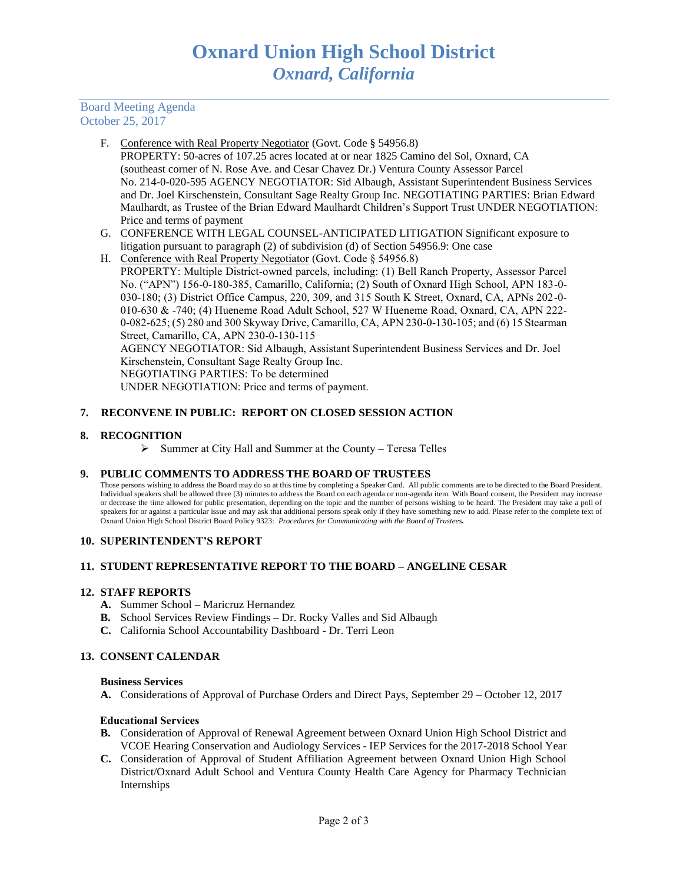Board Meeting Agenda
October 25, 2017

F. Conference with Real Property Negotiator (Govt. Code § 54956.8)
PROPERTY: 50-acres of 107.25 acres located at or near 1825 Camino del Sol, Oxnard, CA (southeast corner of N. Rose Ave. and Cesar Chavez Dr.) Ventura County Assessor Parcel No. 214-0-020-595 AGENCY NEGOTIATOR: Sid Albaugh, Assistant Superintendent Business Services and Dr. Joel Kirschenstein, Consultant Sage Realty Group Inc. NEGOTIATING PARTIES: Brian Edward Maulhardt, as Trustee of the Brian Edward Maulhardt Children's Support Trust UNDER NEGOTIATION: Price and terms of payment

G. CONFERENCE WITH LEGAL COUNSEL-ANTICIPATED LITIGATION Significant exposure to litigation pursuant to paragraph (2) of subdivision (d) of Section 54956.9: One case

H. Conference with Real Property Negotiator (Govt. Code § 54956.8)
PROPERTY: Multiple District-owned parcels, including: (1) Bell Ranch Property, Assessor Parcel No. ("APN") 156-0-180-385, Camarillo, California; (2) South of Oxnard High School, APN 183-0-030-180; (3) District Office Campus, 220, 309, and 315 South K Street, Oxnard, CA, APNs 202-0-010-630 & -740; (4) Hueneme Road Adult School, 527 W Hueneme Road, Oxnard, CA, APN 222-0-082-625; (5) 280 and 300 Skyway Drive, Camarillo, CA, APN 230-0-130-105; and (6) 15 Stearman Street, Camarillo, CA, APN 230-0-130-115
AGENCY NEGOTIATOR: Sid Albaugh, Assistant Superintendent Business Services and Dr. Joel Kirschenstein, Consultant Sage Realty Group Inc.
NEGOTIATING PARTIES: To be determined
UNDER NEGOTIATION: Price and terms of payment.

## 7. RECONVENE IN PUBLIC: REPORT ON CLOSED SESSION ACTION

## 8. RECOGNITION

- Summer at City Hall and Summer at the County – Teresa Telles

## 9. PUBLIC COMMENTS TO ADDRESS THE BOARD OF TRUSTEES

Those persons wishing to address the Board may do so at this time by completing a Speaker Card. All public comments are to be directed to the Board President. Individual speakers shall be allowed three (3) minutes to address the Board on each agenda or non-agenda item. With Board consent, the President may increase or decrease the time allowed for public presentation, depending on the topic and the number of persons wishing to be heard. The President may take a poll of speakers for or against a particular issue and may ask that additional persons speak only if they have something new to add. Please refer to the complete text of Oxnard Union High School District Board Policy 9323: *Procedures for Communicating with the Board of Trustees.*

## 10. SUPERINTENDENT'S REPORT

## 11. STUDENT REPRESENTATIVE REPORT TO THE BOARD – ANGELINE CESAR

## 12. STAFF REPORTS

**A.** Summer School – Maricruz Hernandez
**B.** School Services Review Findings – Dr. Rocky Valles and Sid Albaugh
**C.** California School Accountability Dashboard - Dr. Terri Leon

## 13. CONSENT CALENDAR

### Business Services

**A.** Considerations of Approval of Purchase Orders and Direct Pays, September 29 – October 12, 2017

### Educational Services

**B.** Consideration of Approval of Renewal Agreement between Oxnard Union High School District and VCOE Hearing Conservation and Audiology Services - IEP Services for the 2017-2018 School Year
**C.** Consideration of Approval of Student Affiliation Agreement between Oxnard Union High School District/Oxnard Adult School and Ventura County Health Care Agency for Pharmacy Technician Internships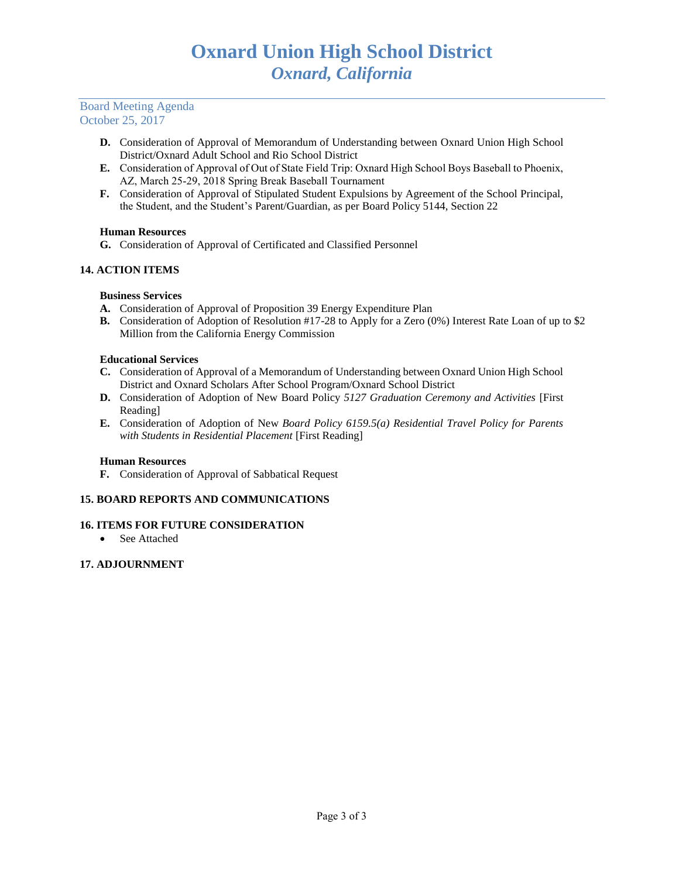- **D.** Consideration of Approval of Memorandum of Understanding between Oxnard Union High School District/Oxnard Adult School and Rio School District
- **E.** Consideration of Approval of Out of State Field Trip: Oxnard High School Boys Baseball to Phoenix, AZ, March 25-29, 2018 Spring Break Baseball Tournament
- **F.** Consideration of Approval of Stipulated Student Expulsions by Agreement of the School Principal, the Student, and the Student's Parent/Guardian, as per Board Policy 5144, Section 22

**Human Resources**

- **G.** Consideration of Approval of Certificated and Classified Personnel

## 14. ACTION ITEMS

**Business Services**

- **A.** Consideration of Approval of Proposition 39 Energy Expenditure Plan
- **B.** Consideration of Adoption of Resolution #17-28 to Apply for a Zero (0%) Interest Rate Loan of up to $2 Million from the California Energy Commission

**Educational Services**

- **C.** Consideration of Approval of a Memorandum of Understanding between Oxnard Union High School District and Oxnard Scholars After School Program/Oxnard School District
- **D.** Consideration of Adoption of New Board Policy *5127 Graduation Ceremony and Activities* [First Reading]
- **E.** Consideration of Adoption of New *Board Policy 6159.5(a) Residential Travel Policy for Parents with Students in Residential Placement* [First Reading]

**Human Resources**

- **F.** Consideration of Approval of Sabbatical Request

## 15. BOARD REPORTS AND COMMUNICATIONS

## 16. ITEMS FOR FUTURE CONSIDERATION

- See Attached

## 17. ADJOURNMENT